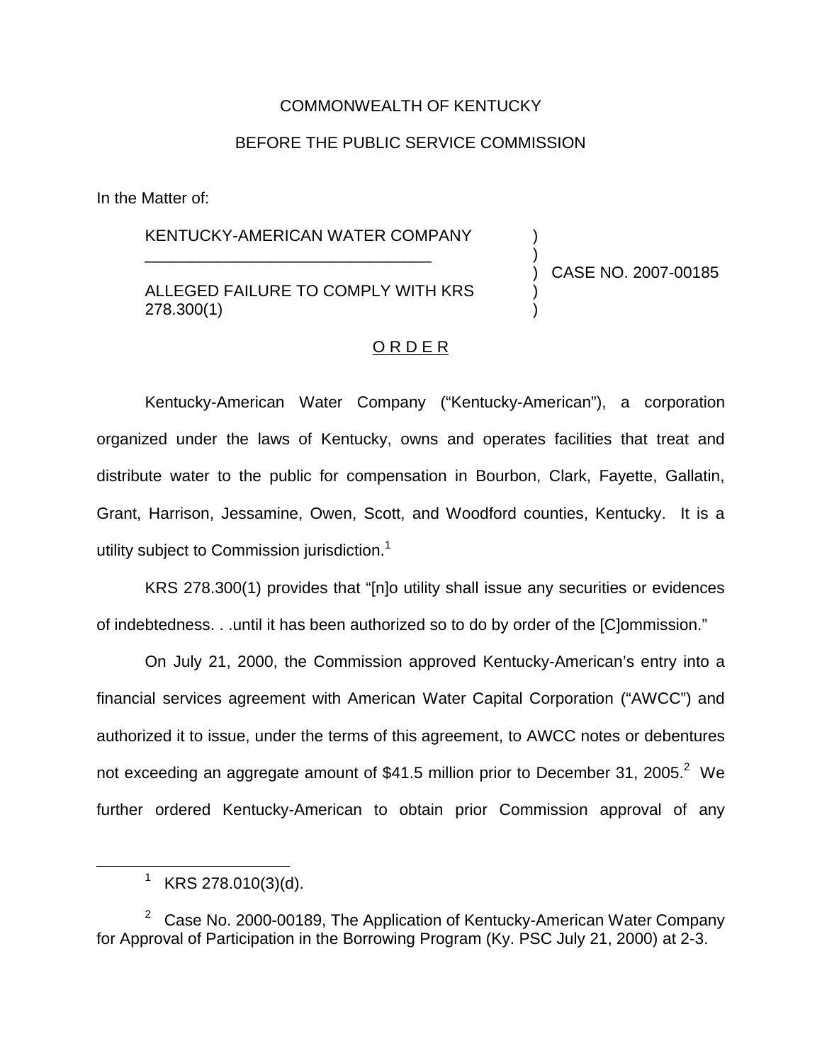COMMONWEALTH OF KENTUCKY

BEFORE THE PUBLIC SERVICE COMMISSION

In the Matter of:

KENTUCKY-AMERICAN WATER COMPANY

ALLEGED FAILURE TO COMPLY WITH KRS 278.300(1)

CASE NO. 2007-00185

O R D E R

Kentucky-American Water Company ("Kentucky-American"), a corporation organized under the laws of Kentucky, owns and operates facilities that treat and distribute water to the public for compensation in Bourbon, Clark, Fayette, Gallatin, Grant, Harrison, Jessamine, Owen, Scott, and Woodford counties, Kentucky. It is a utility subject to Commission jurisdiction.[1]

KRS 278.300(1) provides that "[n]o utility shall issue any securities or evidences of indebtedness. . .until it has been authorized so to do by order of the [C]ommission."

On July 21, 2000, the Commission approved Kentucky-American's entry into a financial services agreement with American Water Capital Corporation ("AWCC") and authorized it to issue, under the terms of this agreement, to AWCC notes or debentures not exceeding an aggregate amount of $41.5 million prior to December 31, 2005.[2] We further ordered Kentucky-American to obtain prior Commission approval of any

---

[1] KRS 278.010(3)(d).

[2] Case No. 2000-00189, The Application of Kentucky-American Water Company for Approval of Participation in the Borrowing Program (Ky. PSC July 21, 2000) at 2-3.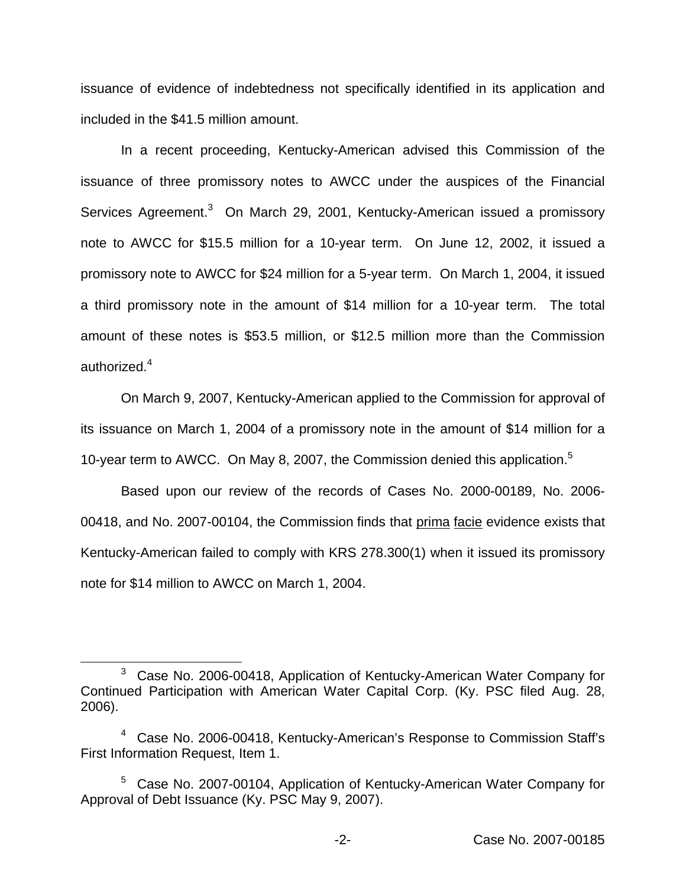issuance of evidence of indebtedness not specifically identified in its application and included in the $41.5 million amount.

In a recent proceeding, Kentucky-American advised this Commission of the issuance of three promissory notes to AWCC under the auspices of the Financial Services Agreement.[3] On March 29, 2001, Kentucky-American issued a promissory note to AWCC for $15.5 million for a 10-year term. On June 12, 2002, it issued a promissory note to AWCC for $24 million for a 5-year term. On March 1, 2004, it issued a third promissory note in the amount of $14 million for a 10-year term. The total amount of these notes is $53.5 million, or $12.5 million more than the Commission authorized.[4]

On March 9, 2007, Kentucky-American applied to the Commission for approval of its issuance on March 1, 2004 of a promissory note in the amount of $14 million for a 10-year term to AWCC. On May 8, 2007, the Commission denied this application.[5]

Based upon our review of the records of Cases No. 2000-00189, No. 2006-00418, and No. 2007-00104, the Commission finds that prima facie evidence exists that Kentucky-American failed to comply with KRS 278.300(1) when it issued its promissory note for $14 million to AWCC on March 1, 2004.

---

[3] Case No. 2006-00418, Application of Kentucky-American Water Company for Continued Participation with American Water Capital Corp. (Ky. PSC filed Aug. 28, 2006).

[4] Case No. 2006-00418, Kentucky-American's Response to Commission Staff's First Information Request, Item 1.

[5] Case No. 2007-00104, Application of Kentucky-American Water Company for Approval of Debt Issuance (Ky. PSC May 9, 2007).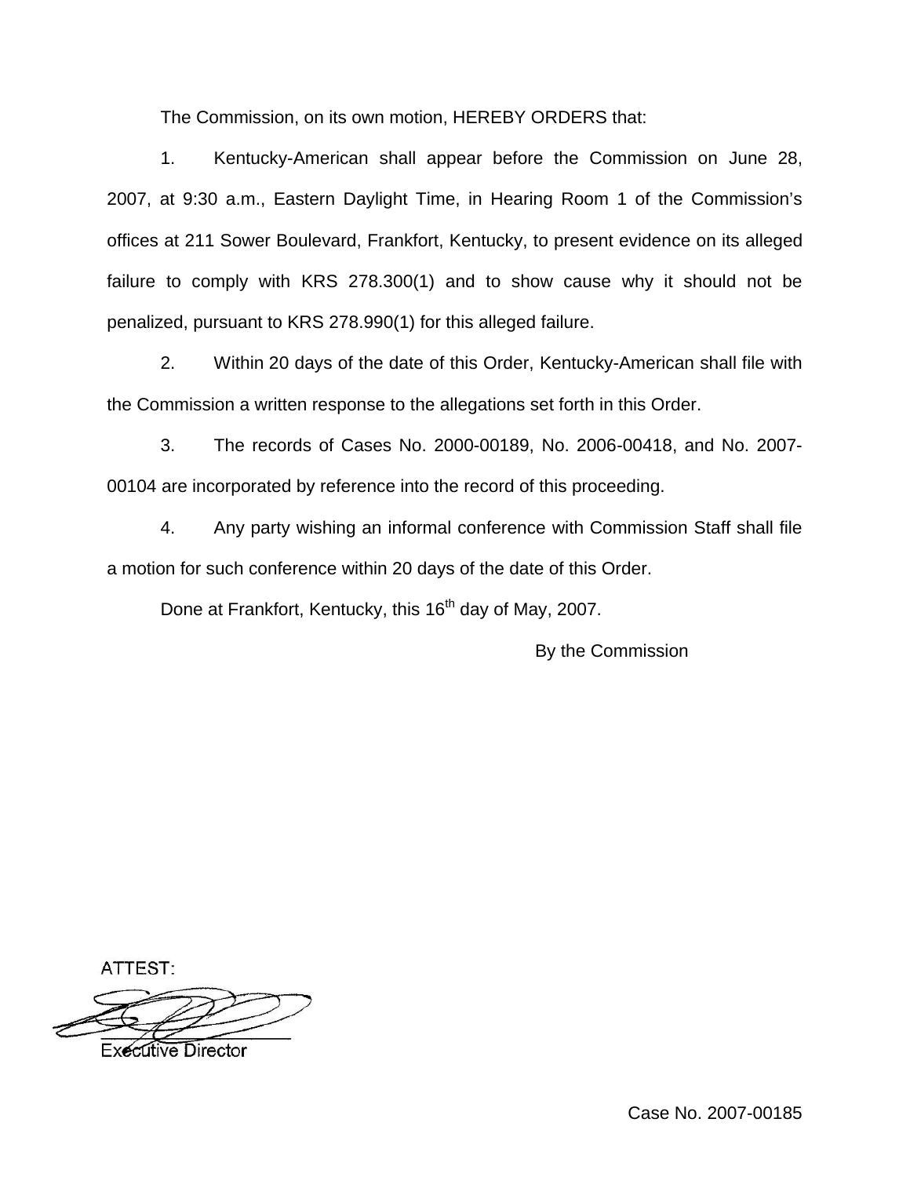The Commission, on its own motion, HEREBY ORDERS that:

1. Kentucky-American shall appear before the Commission on June 28, 2007, at 9:30 a.m., Eastern Daylight Time, in Hearing Room 1 of the Commission's offices at 211 Sower Boulevard, Frankfort, Kentucky, to present evidence on its alleged failure to comply with KRS 278.300(1) and to show cause why it should not be penalized, pursuant to KRS 278.990(1) for this alleged failure.

2. Within 20 days of the date of this Order, Kentucky-American shall file with the Commission a written response to the allegations set forth in this Order.

3. The records of Cases No. 2000-00189, No. 2006-00418, and No. 2007-00104 are incorporated by reference into the record of this proceeding.

4. Any party wishing an informal conference with Commission Staff shall file a motion for such conference within 20 days of the date of this Order.

Done at Frankfort, Kentucky, this 16th day of May, 2007.

By the Commission

ATTEST:

Executive Director

Case No. 2007-00185